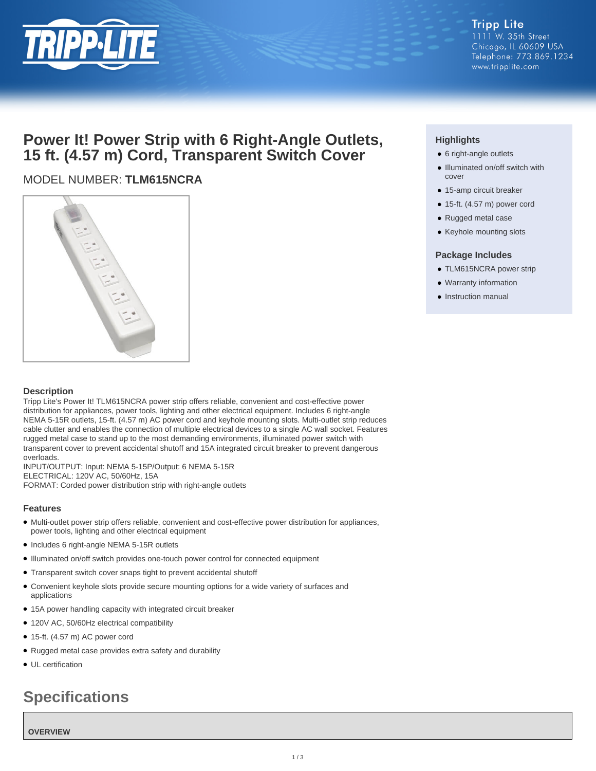Tripp Lite
1111 W. 35th Street
Chicago, IL 60609 USA
Telephone: 773.869.1234
www.tripplite.com

# Power It! Power Strip with 6 Right-Angle Outlets, 15 ft. (4.57 m) Cord, Transparent Switch Cover

MODEL NUMBER: **TLM615NCRA**

### Highlights

- 6 right-angle outlets
- Illuminated on/off switch with cover
- 15-amp circuit breaker
- 15-ft. (4.57 m) power cord
- Rugged metal case
- Keyhole mounting slots

### Package Includes

- TLM615NCRA power strip
- Warranty information
- Instruction manual

### Description

Tripp Lite's Power It! TLM615NCRA power strip offers reliable, convenient and cost-effective power distribution for appliances, power tools, lighting and other electrical equipment. Includes 6 right-angle NEMA 5-15R outlets, 15-ft. (4.57 m) AC power cord and keyhole mounting slots. Multi-outlet strip reduces cable clutter and enables the connection of multiple electrical devices to a single AC wall socket. Features rugged metal case to stand up to the most demanding environments, illuminated power switch with transparent cover to prevent accidental shutoff and 15A integrated circuit breaker to prevent dangerous overloads.
INPUT/OUTPUT: Input: NEMA 5-15P/Output: 6 NEMA 5-15R
ELECTRICAL: 120V AC, 50/60Hz, 15A
FORMAT: Corded power distribution strip with right-angle outlets

### Features

- Multi-outlet power strip offers reliable, convenient and cost-effective power distribution for appliances, power tools, lighting and other electrical equipment
- Includes 6 right-angle NEMA 5-15R outlets
- Illuminated on/off switch provides one-touch power control for connected equipment
- Transparent switch cover snaps tight to prevent accidental shutoff
- Convenient keyhole slots provide secure mounting options for a wide variety of surfaces and applications
- 15A power handling capacity with integrated circuit breaker
- 120V AC, 50/60Hz electrical compatibility
- 15-ft. (4.57 m) AC power cord
- Rugged metal case provides extra safety and durability
- UL certification

## Specifications

| OVERVIEW |
| --- |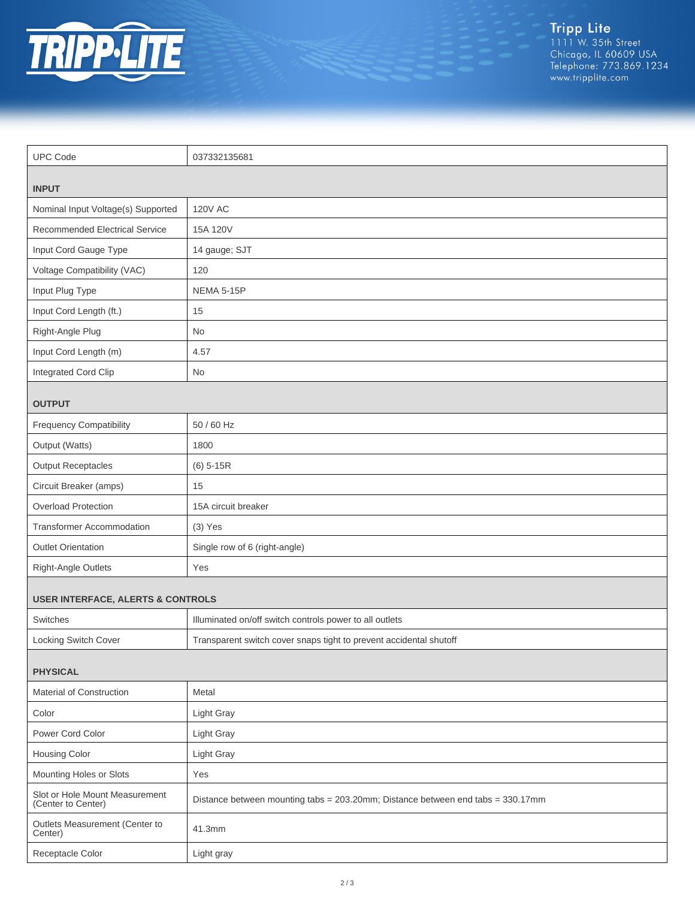| UPC Code | 037332135681 |
|---|---|
| **INPUT** | |
| Nominal Input Voltage(s) Supported | 120V AC |
| Recommended Electrical Service | 15A 120V |
| Input Cord Gauge Type | 14 gauge; SJT |
| Voltage Compatibility (VAC) | 120 |
| Input Plug Type | NEMA 5-15P |
| Input Cord Length (ft.) | 15 |
| Right-Angle Plug | No |
| Input Cord Length (m) | 4.57 |
| Integrated Cord Clip | No |
| **OUTPUT** | |
| Frequency Compatibility | 50 / 60 Hz |
| Output (Watts) | 1800 |
| Output Receptacles | (6) 5-15R |
| Circuit Breaker (amps) | 15 |
| Overload Protection | 15A circuit breaker |
| Transformer Accommodation | (3) Yes |
| Outlet Orientation | Single row of 6 (right-angle) |
| Right-Angle Outlets | Yes |
| **USER INTERFACE, ALERTS & CONTROLS** | |
| Switches | Illuminated on/off switch controls power to all outlets |
| Locking Switch Cover | Transparent switch cover snaps tight to prevent accidental shutoff |
| **PHYSICAL** | |
| Material of Construction | Metal |
| Color | Light Gray |
| Power Cord Color | Light Gray |
| Housing Color | Light Gray |
| Mounting Holes or Slots | Yes |
| Slot or Hole Mount Measurement (Center to Center) | Distance between mounting tabs = 203.20mm; Distance between end tabs = 330.17mm |
| Outlets Measurement (Center to Center) | 41.3mm |
| Receptacle Color | Light gray |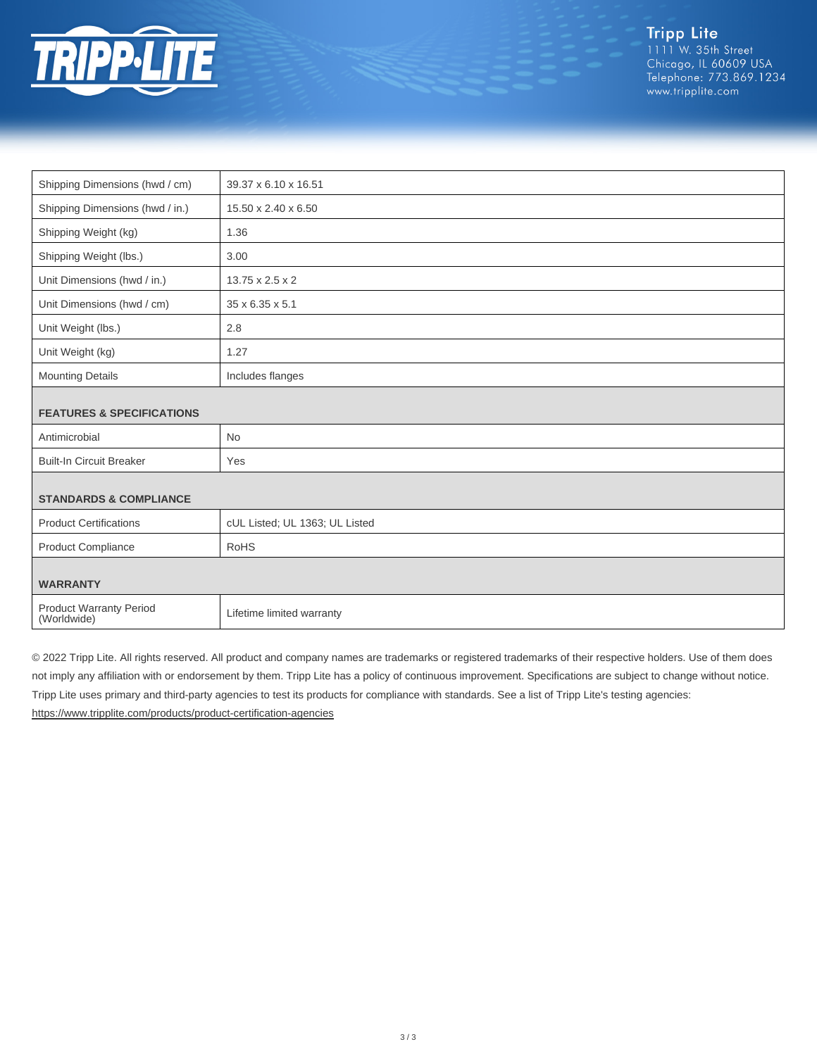| | |
|---|---|
| Shipping Dimensions (hwd / cm) | 39.37 x 6.10 x 16.51 |
| Shipping Dimensions (hwd / in.) | 15.50 x 2.40 x 6.50 |
| Shipping Weight (kg) | 1.36 |
| Shipping Weight (lbs.) | 3.00 |
| Unit Dimensions (hwd / in.) | 13.75 x 2.5 x 2 |
| Unit Dimensions (hwd / cm) | 35 x 6.35 x 5.1 |
| Unit Weight (lbs.) | 2.8 |
| Unit Weight (kg) | 1.27 |
| Mounting Details | Includes flanges |
| **FEATURES & SPECIFICATIONS** | |
| Antimicrobial | No |
| Built-In Circuit Breaker | Yes |
| **STANDARDS & COMPLIANCE** | |
| Product Certifications | cUL Listed; UL 1363; UL Listed |
| Product Compliance | RoHS |
| **WARRANTY** | |
| Product Warranty Period (Worldwide) | Lifetime limited warranty |

© 2022 Tripp Lite. All rights reserved. All product and company names are trademarks or registered trademarks of their respective holders. Use of them does not imply any affiliation with or endorsement by them. Tripp Lite has a policy of continuous improvement. Specifications are subject to change without notice. Tripp Lite uses primary and third-party agencies to test its products for compliance with standards. See a list of Tripp Lite's testing agencies: https://www.tripplite.com/products/product-certification-agencies